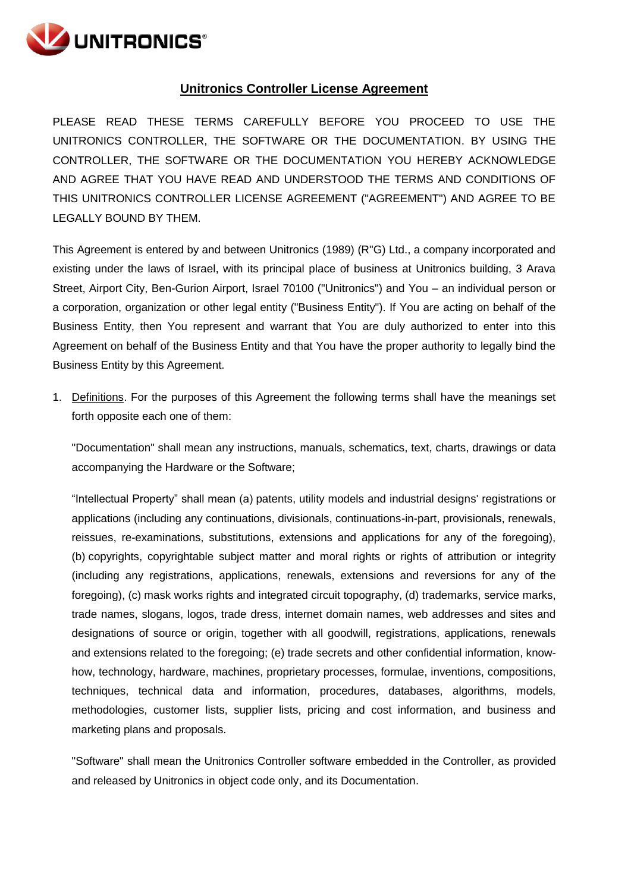# Unitronics Controller License Agreement

PLEASE READ THESE TERMS CAREFULLY BEFORE YOU PROCEED TO USE THE UNITRONICS CONTROLLER, THE SOFTWARE OR THE DOCUMENTATION. BY USING THE CONTROLLER, THE SOFTWARE OR THE DOCUMENTATION YOU HEREBY ACKNOWLEDGE AND AGREE THAT YOU HAVE READ AND UNDERSTOOD THE TERMS AND CONDITIONS OF THIS UNITRONICS CONTROLLER LICENSE AGREEMENT ("AGREEMENT") AND AGREE TO BE LEGALLY BOUND BY THEM.

This Agreement is entered by and between Unitronics (1989) (R"G) Ltd., a company incorporated and existing under the laws of Israel, with its principal place of business at Unitronics building, 3 Arava Street, Airport City, Ben-Gurion Airport, Israel 70100 ("Unitronics") and You – an individual person or a corporation, organization or other legal entity ("Business Entity"). If You are acting on behalf of the Business Entity, then You represent and warrant that You are duly authorized to enter into this Agreement on behalf of the Business Entity and that You have the proper authority to legally bind the Business Entity by this Agreement.

1. Definitions. For the purposes of this Agreement the following terms shall have the meanings set forth opposite each one of them:

   "Documentation" shall mean any instructions, manuals, schematics, text, charts, drawings or data accompanying the Hardware or the Software;

   "Intellectual Property" shall mean (a) patents, utility models and industrial designs' registrations or applications (including any continuations, divisionals, continuations-in-part, provisionals, renewals, reissues, re-examinations, substitutions, extensions and applications for any of the foregoing), (b) copyrights, copyrightable subject matter and moral rights or rights of attribution or integrity (including any registrations, applications, renewals, extensions and reversions for any of the foregoing), (c) mask works rights and integrated circuit topography, (d) trademarks, service marks, trade names, slogans, logos, trade dress, internet domain names, web addresses and sites and designations of source or origin, together with all goodwill, registrations, applications, renewals and extensions related to the foregoing; (e) trade secrets and other confidential information, know-how, technology, hardware, machines, proprietary processes, formulae, inventions, compositions, techniques, technical data and information, procedures, databases, algorithms, models, methodologies, customer lists, supplier lists, pricing and cost information, and business and marketing plans and proposals.

   "Software" shall mean the Unitronics Controller software embedded in the Controller, as provided and released by Unitronics in object code only, and its Documentation.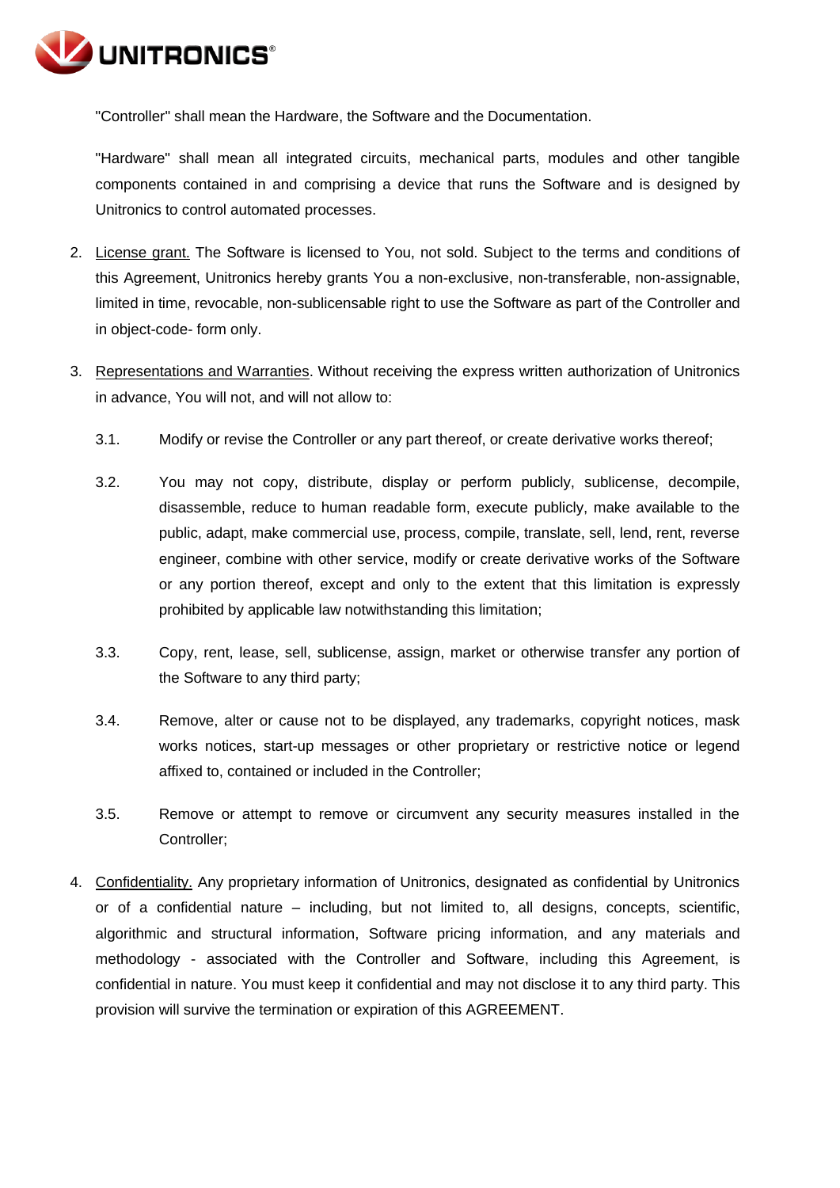"Controller" shall mean the Hardware, the Software and the Documentation.

"Hardware" shall mean all integrated circuits, mechanical parts, modules and other tangible components contained in and comprising a device that runs the Software and is designed by Unitronics to control automated processes.

2. License grant. The Software is licensed to You, not sold. Subject to the terms and conditions of this Agreement, Unitronics hereby grants You a non-exclusive, non-transferable, non-assignable, limited in time, revocable, non-sublicensable right to use the Software as part of the Controller and in object-code- form only.

3. Representations and Warranties. Without receiving the express written authorization of Unitronics in advance, You will not, and will not allow to:

   3.1. Modify or revise the Controller or any part thereof, or create derivative works thereof;

   3.2. You may not copy, distribute, display or perform publicly, sublicense, decompile, disassemble, reduce to human readable form, execute publicly, make available to the public, adapt, make commercial use, process, compile, translate, sell, lend, rent, reverse engineer, combine with other service, modify or create derivative works of the Software or any portion thereof, except and only to the extent that this limitation is expressly prohibited by applicable law notwithstanding this limitation;

   3.3. Copy, rent, lease, sell, sublicense, assign, market or otherwise transfer any portion of the Software to any third party;

   3.4. Remove, alter or cause not to be displayed, any trademarks, copyright notices, mask works notices, start-up messages or other proprietary or restrictive notice or legend affixed to, contained or included in the Controller;

   3.5. Remove or attempt to remove or circumvent any security measures installed in the Controller;

4. Confidentiality. Any proprietary information of Unitronics, designated as confidential by Unitronics or of a confidential nature – including, but not limited to, all designs, concepts, scientific, algorithmic and structural information, Software pricing information, and any materials and methodology - associated with the Controller and Software, including this Agreement, is confidential in nature. You must keep it confidential and may not disclose it to any third party. This provision will survive the termination or expiration of this AGREEMENT.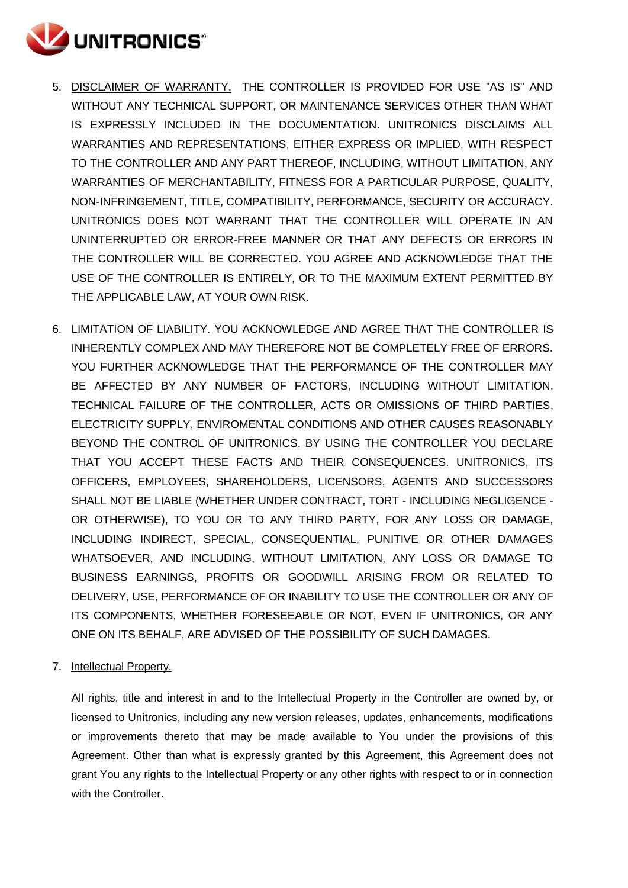5. <u>DISCLAIMER OF WARRANTY.</u> THE CONTROLLER IS PROVIDED FOR USE "AS IS" AND WITHOUT ANY TECHNICAL SUPPORT, OR MAINTENANCE SERVICES OTHER THAN WHAT IS EXPRESSLY INCLUDED IN THE DOCUMENTATION. UNITRONICS DISCLAIMS ALL WARRANTIES AND REPRESENTATIONS, EITHER EXPRESS OR IMPLIED, WITH RESPECT TO THE CONTROLLER AND ANY PART THEREOF, INCLUDING, WITHOUT LIMITATION, ANY WARRANTIES OF MERCHANTABILITY, FITNESS FOR A PARTICULAR PURPOSE, QUALITY, NON-INFRINGEMENT, TITLE, COMPATIBILITY, PERFORMANCE, SECURITY OR ACCURACY. UNITRONICS DOES NOT WARRANT THAT THE CONTROLLER WILL OPERATE IN AN UNINTERRUPTED OR ERROR-FREE MANNER OR THAT ANY DEFECTS OR ERRORS IN THE CONTROLLER WILL BE CORRECTED. YOU AGREE AND ACKNOWLEDGE THAT THE USE OF THE CONTROLLER IS ENTIRELY, OR TO THE MAXIMUM EXTENT PERMITTED BY THE APPLICABLE LAW, AT YOUR OWN RISK.

6. <u>LIMITATION OF LIABILITY.</u> YOU ACKNOWLEDGE AND AGREE THAT THE CONTROLLER IS INHERENTLY COMPLEX AND MAY THEREFORE NOT BE COMPLETELY FREE OF ERRORS. YOU FURTHER ACKNOWLEDGE THAT THE PERFORMANCE OF THE CONTROLLER MAY BE AFFECTED BY ANY NUMBER OF FACTORS, INCLUDING WITHOUT LIMITATION, TECHNICAL FAILURE OF THE CONTROLLER, ACTS OR OMISSIONS OF THIRD PARTIES, ELECTRICITY SUPPLY, ENVIROMENTAL CONDITIONS AND OTHER CAUSES REASONABLY BEYOND THE CONTROL OF UNITRONICS. BY USING THE CONTROLLER YOU DECLARE THAT YOU ACCEPT THESE FACTS AND THEIR CONSEQUENCES. UNITRONICS, ITS OFFICERS, EMPLOYEES, SHAREHOLDERS, LICENSORS, AGENTS AND SUCCESSORS SHALL NOT BE LIABLE (WHETHER UNDER CONTRACT, TORT - INCLUDING NEGLIGENCE - OR OTHERWISE), TO YOU OR TO ANY THIRD PARTY, FOR ANY LOSS OR DAMAGE, INCLUDING INDIRECT, SPECIAL, CONSEQUENTIAL, PUNITIVE OR OTHER DAMAGES WHATSOEVER, AND INCLUDING, WITHOUT LIMITATION, ANY LOSS OR DAMAGE TO BUSINESS EARNINGS, PROFITS OR GOODWILL ARISING FROM OR RELATED TO DELIVERY, USE, PERFORMANCE OF OR INABILITY TO USE THE CONTROLLER OR ANY OF ITS COMPONENTS, WHETHER FORESEEABLE OR NOT, EVEN IF UNITRONICS, OR ANY ONE ON ITS BEHALF, ARE ADVISED OF THE POSSIBILITY OF SUCH DAMAGES.

7. <u>Intellectual Property.</u>

   All rights, title and interest in and to the Intellectual Property in the Controller are owned by, or licensed to Unitronics, including any new version releases, updates, enhancements, modifications or improvements thereto that may be made available to You under the provisions of this Agreement. Other than what is expressly granted by this Agreement, this Agreement does not grant You any rights to the Intellectual Property or any other rights with respect to or in connection with the Controller.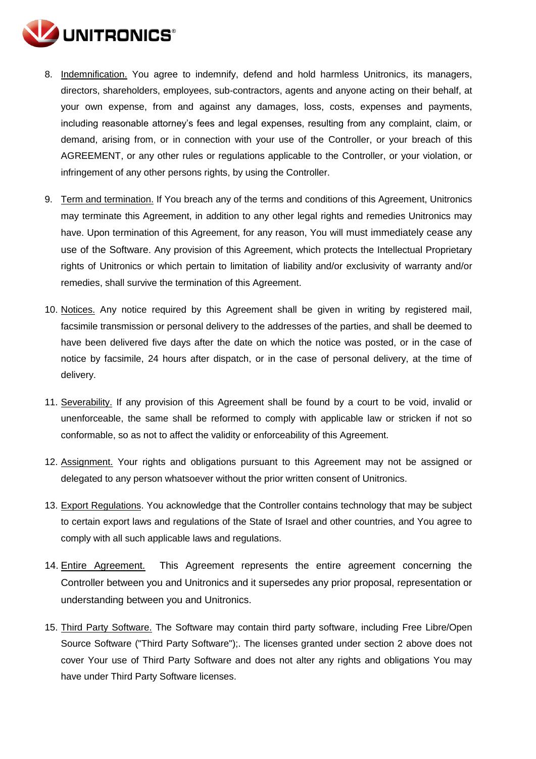8. <u>Indemnification.</u> You agree to indemnify, defend and hold harmless Unitronics, its managers, directors, shareholders, employees, sub-contractors, agents and anyone acting on their behalf, at your own expense, from and against any damages, loss, costs, expenses and payments, including reasonable attorney's fees and legal expenses, resulting from any complaint, claim, or demand, arising from, or in connection with your use of the Controller, or your breach of this AGREEMENT, or any other rules or regulations applicable to the Controller, or your violation, or infringement of any other persons rights, by using the Controller.

9. <u>Term and termination.</u> If You breach any of the terms and conditions of this Agreement, Unitronics may terminate this Agreement, in addition to any other legal rights and remedies Unitronics may have. Upon termination of this Agreement, for any reason, You will must immediately cease any use of the Software. Any provision of this Agreement, which protects the Intellectual Proprietary rights of Unitronics or which pertain to limitation of liability and/or exclusivity of warranty and/or remedies, shall survive the termination of this Agreement.

10. <u>Notices.</u> Any notice required by this Agreement shall be given in writing by registered mail, facsimile transmission or personal delivery to the addresses of the parties, and shall be deemed to have been delivered five days after the date on which the notice was posted, or in the case of notice by facsimile, 24 hours after dispatch, or in the case of personal delivery, at the time of delivery.

11. <u>Severability.</u> If any provision of this Agreement shall be found by a court to be void, invalid or unenforceable, the same shall be reformed to comply with applicable law or stricken if not so conformable, so as not to affect the validity or enforceability of this Agreement.

12. <u>Assignment.</u> Your rights and obligations pursuant to this Agreement may not be assigned or delegated to any person whatsoever without the prior written consent of Unitronics.

13. <u>Export Regulations</u>. You acknowledge that the Controller contains technology that may be subject to certain export laws and regulations of the State of Israel and other countries, and You agree to comply with all such applicable laws and regulations.

14. <u>Entire Agreement.</u> This Agreement represents the entire agreement concerning the Controller between you and Unitronics and it supersedes any prior proposal, representation or understanding between you and Unitronics.

15. <u>Third Party Software.</u> The Software may contain third party software, including Free Libre/Open Source Software ("Third Party Software");. The licenses granted under section 2 above does not cover Your use of Third Party Software and does not alter any rights and obligations You may have under Third Party Software licenses.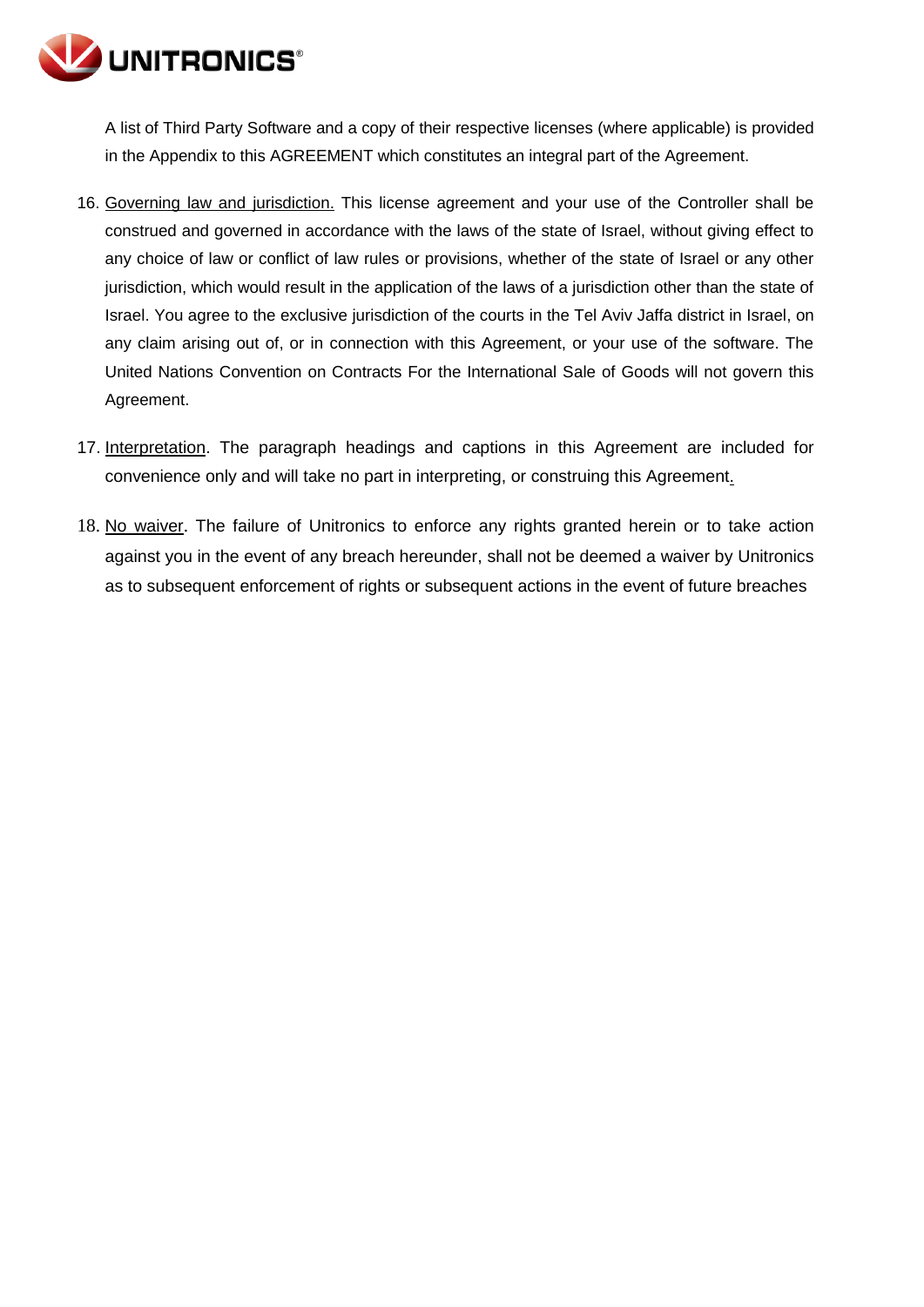A list of Third Party Software and a copy of their respective licenses (where applicable) is provided in the Appendix to this AGREEMENT which constitutes an integral part of the Agreement.

16. Governing law and jurisdiction. This license agreement and your use of the Controller shall be construed and governed in accordance with the laws of the state of Israel, without giving effect to any choice of law or conflict of law rules or provisions, whether of the state of Israel or any other jurisdiction, which would result in the application of the laws of a jurisdiction other than the state of Israel. You agree to the exclusive jurisdiction of the courts in the Tel Aviv Jaffa district in Israel, on any claim arising out of, or in connection with this Agreement, or your use of the software. The United Nations Convention on Contracts For the International Sale of Goods will not govern this Agreement.

17. Interpretation. The paragraph headings and captions in this Agreement are included for convenience only and will take no part in interpreting, or construing this Agreement.

18. No waiver. The failure of Unitronics to enforce any rights granted herein or to take action against you in the event of any breach hereunder, shall not be deemed a waiver by Unitronics as to subsequent enforcement of rights or subsequent actions in the event of future breaches